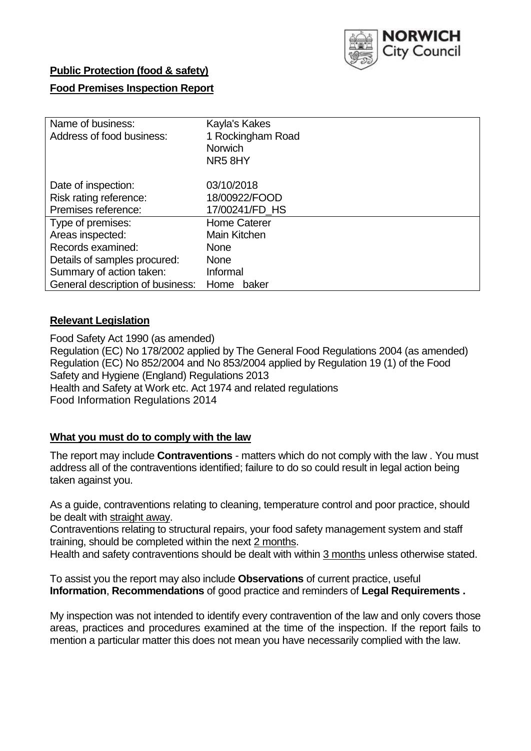**Public Protection (food & safety)**

**Food Premises Inspection Report**

| Name of business: | Kayla's Kakes |
|---|---|
| Address of food business: | 1 Rockingham Road<br>Norwich<br>NR5 8HY |
| Date of inspection: | 03/10/2018 |
| Risk rating reference: | 18/00922/FOOD |
| Premises reference: | 17/00241/FD_HS |
| Type of premises: | Home Caterer |
| Areas inspected: | Main Kitchen |
| Records examined: | None |
| Details of samples procured: | None |
| Summary of action taken: | Informal |
| General description of business: | Home baker |

**Relevant Legislation**

Food Safety Act 1990 (as amended)
Regulation (EC) No 178/2002 applied by The General Food Regulations 2004 (as amended)
Regulation (EC) No 852/2004 and No 853/2004 applied by Regulation 19 (1) of the Food Safety and Hygiene (England) Regulations 2013
Health and Safety at Work etc. Act 1974 and related regulations
Food Information Regulations 2014

**What you must do to comply with the law**

The report may include **Contraventions** - matters which do not comply with the law . You must address all of the contraventions identified; failure to do so could result in legal action being taken against you.

As a guide, contraventions relating to cleaning, temperature control and poor practice, should be dealt with straight away.
Contraventions relating to structural repairs, your food safety management system and staff training, should be completed within the next 2 months.
Health and safety contraventions should be dealt with within 3 months unless otherwise stated.

To assist you the report may also include **Observations** of current practice, useful **Information**, **Recommendations** of good practice and reminders of **Legal Requirements .**

My inspection was not intended to identify every contravention of the law and only covers those areas, practices and procedures examined at the time of the inspection. If the report fails to mention a particular matter this does not mean you have necessarily complied with the law.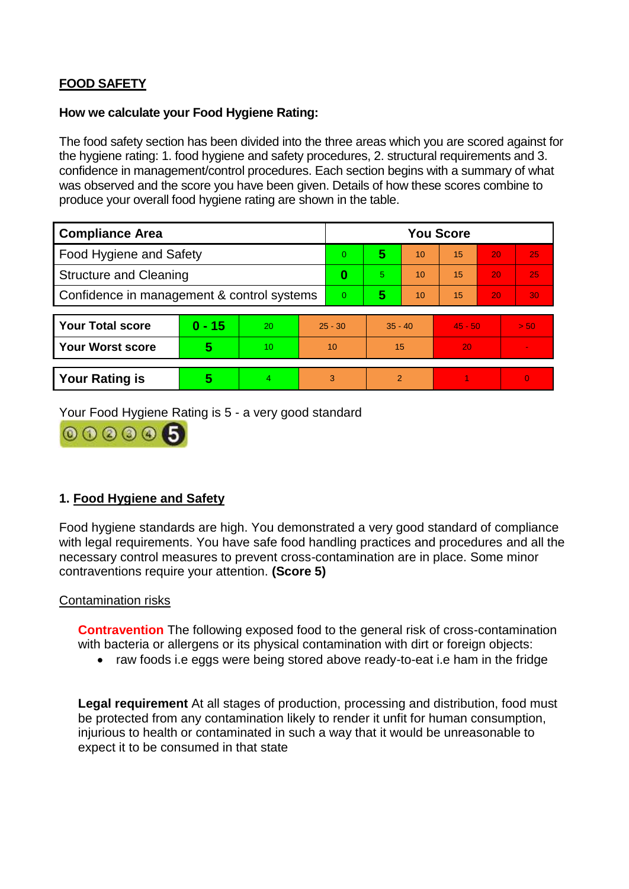## FOOD SAFETY

**How we calculate your Food Hygiene Rating:**

The food safety section has been divided into the three areas which you are scored against for the hygiene rating: 1. food hygiene and safety procedures, 2. structural requirements and 3. confidence in management/control procedures. Each section begins with a summary of what was observed and the score you have been given. Details of how these scores combine to produce your overall food hygiene rating are shown in the table.

| Compliance Area | You Score | | | | | |
|---|---|---|---|---|---|---|
| Food Hygiene and Safety | 0 | **5** | 10 | 15 | 20 | 25 |
| Structure and Cleaning | **0** | 5 | 10 | 15 | 20 | 25 |
| Confidence in management & control systems | 0 | **5** | 10 | 15 | 20 | 30 |

| | | | | | | |
|---|---|---|---|---|---|---|
| **Your Total score** | **0 - 15** | 20 | 25 - 30 | 35 - 40 | 45 - 50 | > 50 |
| **Your Worst score** | **5** | 10 | 10 | 15 | 20 | - |

| | | | | | | |
|---|---|---|---|---|---|---|
| **Your Rating is** | **5** | 4 | 3 | 2 | 1 | 0 |

Your Food Hygiene Rating is 5 - a very good standard

### 1. Food Hygiene and Safety

Food hygiene standards are high. You demonstrated a very good standard of compliance with legal requirements. You have safe food handling practices and procedures and all the necessary control measures to prevent cross-contamination are in place. Some minor contraventions require your attention. **(Score 5)**

Contamination risks

**Contravention** The following exposed food to the general risk of cross-contamination with bacteria or allergens or its physical contamination with dirt or foreign objects:

- raw foods i.e eggs were being stored above ready-to-eat i.e ham in the fridge

**Legal requirement** At all stages of production, processing and distribution, food must be protected from any contamination likely to render it unfit for human consumption, injurious to health or contaminated in such a way that it would be unreasonable to expect it to be consumed in that state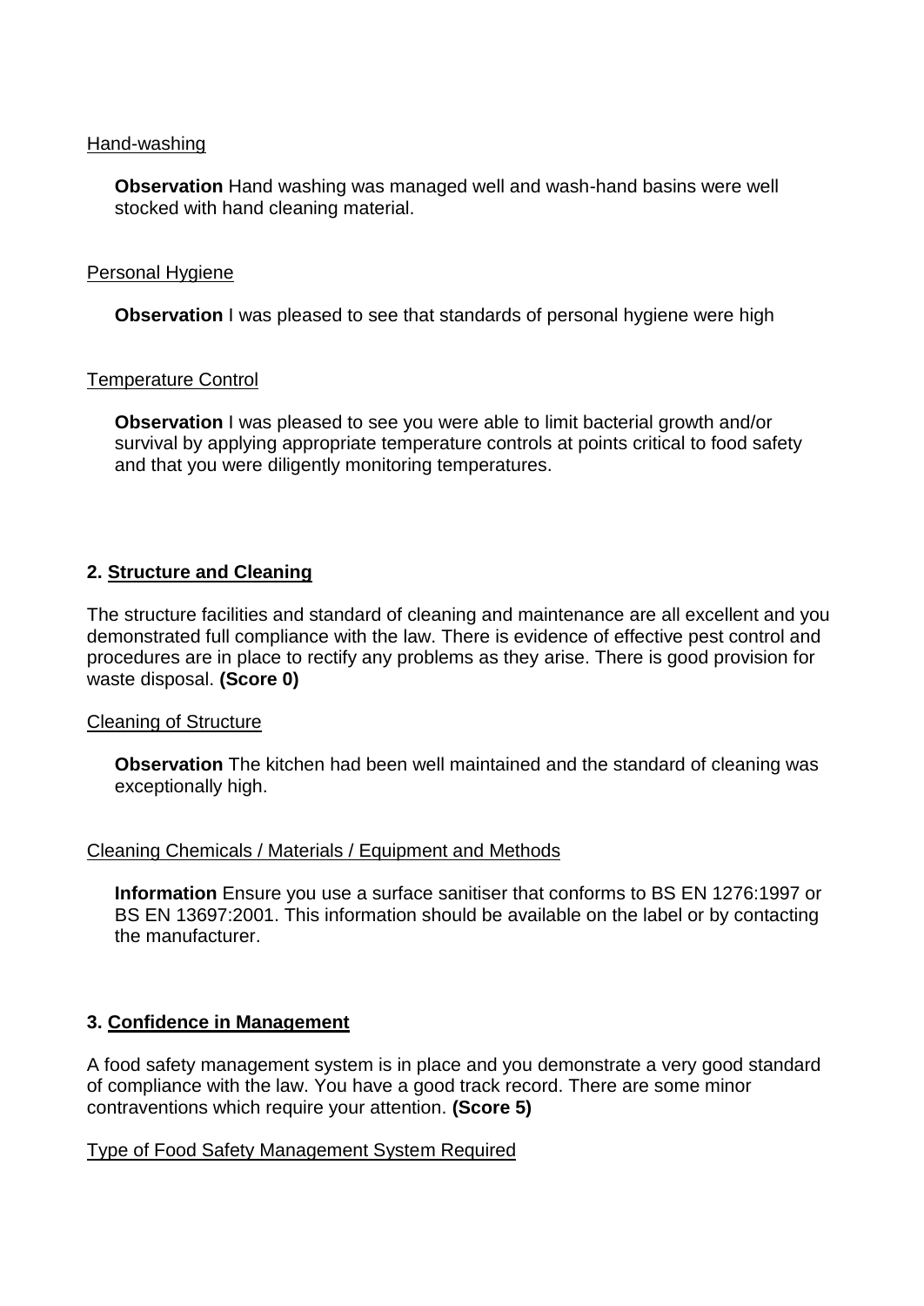Hand-washing

**Observation** Hand washing was managed well and wash-hand basins were well stocked with hand cleaning material.

Personal Hygiene

**Observation** I was pleased to see that standards of personal hygiene were high

Temperature Control

**Observation** I was pleased to see you were able to limit bacterial growth and/or survival by applying appropriate temperature controls at points critical to food safety and that you were diligently monitoring temperatures.

## 2. Structure and Cleaning

The structure facilities and standard of cleaning and maintenance are all excellent and you demonstrated full compliance with the law. There is evidence of effective pest control and procedures are in place to rectify any problems as they arise. There is good provision for waste disposal. **(Score 0)**

Cleaning of Structure

**Observation** The kitchen had been well maintained and the standard of cleaning was exceptionally high.

Cleaning Chemicals / Materials / Equipment and Methods

**Information** Ensure you use a surface sanitiser that conforms to BS EN 1276:1997 or BS EN 13697:2001. This information should be available on the label or by contacting the manufacturer.

## 3. Confidence in Management

A food safety management system is in place and you demonstrate a very good standard of compliance with the law. You have a good track record. There are some minor contraventions which require your attention. **(Score 5)**

Type of Food Safety Management System Required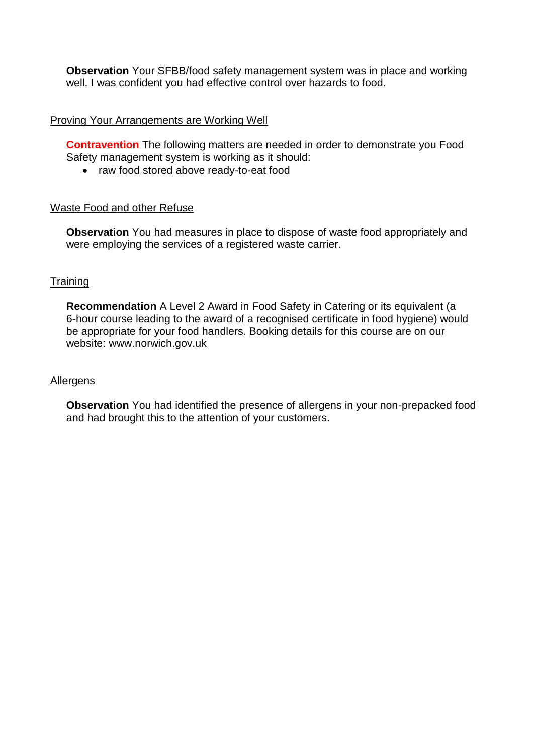**Observation** Your SFBB/food safety management system was in place and working well. I was confident you had effective control over hazards to food.

Proving Your Arrangements are Working Well

**Contravention** The following matters are needed in order to demonstrate you Food Safety management system is working as it should:

- raw food stored above ready-to-eat food

Waste Food and other Refuse

**Observation** You had measures in place to dispose of waste food appropriately and were employing the services of a registered waste carrier.

Training

**Recommendation** A Level 2 Award in Food Safety in Catering or its equivalent (a 6-hour course leading to the award of a recognised certificate in food hygiene) would be appropriate for your food handlers. Booking details for this course are on our website: www.norwich.gov.uk

Allergens

**Observation** You had identified the presence of allergens in your non-prepacked food and had brought this to the attention of your customers.